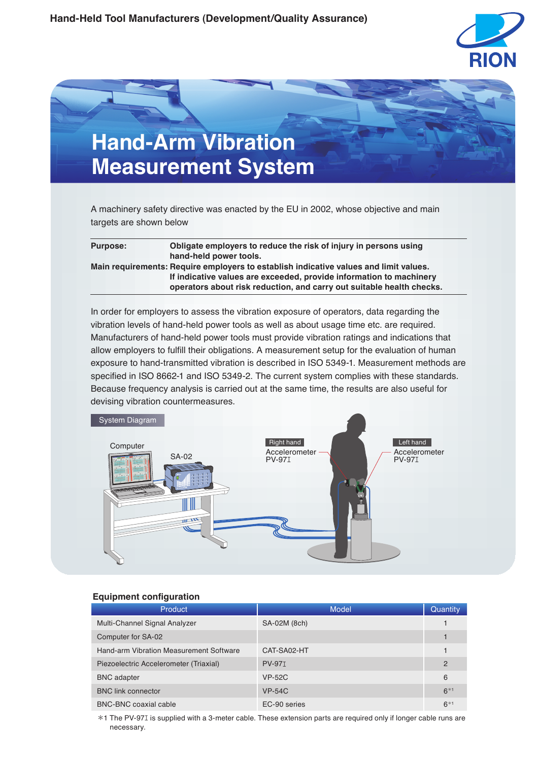Hand-Held Tool Manufacturers (Development/Quality Assurance)

# Hand-Arm Vibration Measurement System

A machinery safety directive was enacted by the EU in 2002, whose objective and main targets are shown below

**Purpose:** **Obligate employers to reduce the risk of injury in persons using hand-held power tools.**

**Main requirements:** **Require employers to establish indicative values and limit values. If indicative values are exceeded, provide information to machinery operators about risk reduction, and carry out suitable health checks.**

In order for employers to assess the vibration exposure of operators, data regarding the vibration levels of hand-held power tools as well as about usage time etc. are required. Manufacturers of hand-held power tools must provide vibration ratings and indications that allow employers to fulfill their obligations. A measurement setup for the evaluation of human exposure to hand-transmitted vibration is described in ISO 5349-1. Measurement methods are specified in ISO 8662-1 and ISO 5349-2. The current system complies with these standards. Because frequency analysis is carried out at the same time, the results are also useful for devising vibration countermeasures.

System Diagram

Computer

SA-02

Right hand
Accelerometer
PV-97I

Left hand
Accelerometer
PV-97I

### Equipment configuration

| Product | Model | Quantity |
|---|---|---|
| Multi-Channel Signal Analyzer | SA-02M (8ch) | 1 |
| Computer for SA-02 | | 1 |
| Hand-arm Vibration Measurement Software | CAT-SA02-HT | 1 |
| Piezoelectric Accelerometer (Triaxial) | PV-97I | 2 |
| BNC adapter | VP-52C | 6 |
| BNC link connector | VP-54C | 6*1 |
| BNC-BNC coaxial cable | EC-90 series | 6*1 |

*1 The PV-97I is supplied with a 3-meter cable. These extension parts are required only if longer cable runs are necessary.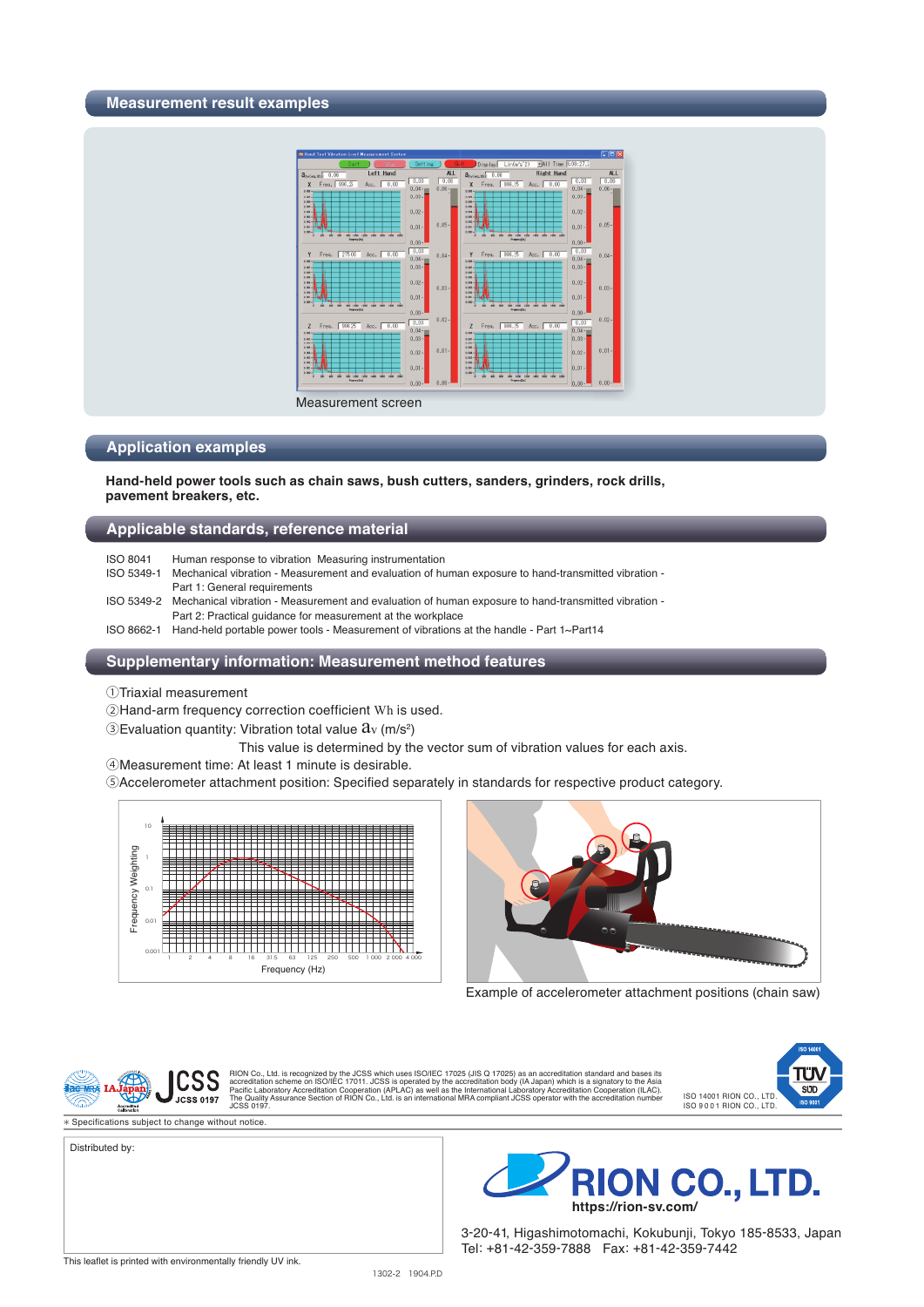## Measurement result examples

Measurement screen

## Application examples

**Hand-held power tools such as chain saws, bush cutters, sanders, grinders, rock drills, pavement breakers, etc.**

## Applicable standards, reference material

| | |
|---|---|
| ISO 8041 | Human response to vibration Measuring instrumentation |
| ISO 5349-1 | Mechanical vibration - Measurement and evaluation of human exposure to hand-transmitted vibration - Part 1: General requirements |
| ISO 5349-2 | Mechanical vibration - Measurement and evaluation of human exposure to hand-transmitted vibration - Part 2: Practical guidance for measurement at the workplace |
| ISO 8662-1 | Hand-held portable power tools - Measurement of vibrations at the handle - Part 1~Part14 |

## Supplementary information: Measurement method features

①Triaxial measurement
②Hand-arm frequency correction coefficient Wh is used.
③Evaluation quantity: Vibration total value $a_v$ (m/s²)
This value is determined by the vector sum of vibration values for each axis.
④Measurement time: At least 1 minute is desirable.
⑤Accelerometer attachment position: Specified separately in standards for respective product category.

Frequency Weighting
10
1
0.1
0.01
0.001
1 2 4 8 16 31.5 63 125 250 500 1 000 2 000 4 000
Frequency (Hz)

Example of accelerometer attachment positions (chain saw)

JCSS 0197

RION Co., Ltd. is recognized by the JCSS which uses ISO/IEC 17025 (JIS Q 17025) as an accreditation standard and bases its accreditation scheme on ISO/IEC 17011. JCSS is operated by the accreditation body (IA Japan) which is a signatory to the Asia Pacific Laboratory Accreditation Cooperation (APLAC) as well as the International Laboratory Accreditation Cooperation (ILAC). The Quality Assurance Section of RION Co., Ltd. is an international MRA compliant JCSS operator with the accreditation number JCSS 0197.

ISO 14001 RION CO., LTD.
ISO 9001 RION CO., LTD.

∗ Specifications subject to change without notice.

Distributed by:

**RION CO., LTD.**
https://rion-sv.com/

3-20-41, Higashimotomachi, Kokubunji, Tokyo 185-8533, Japan
Tel: +81-42-359-7888 Fax: +81-42-359-7442

This leaflet is printed with environmentally friendly UV ink.

1302-2 1904.P.D